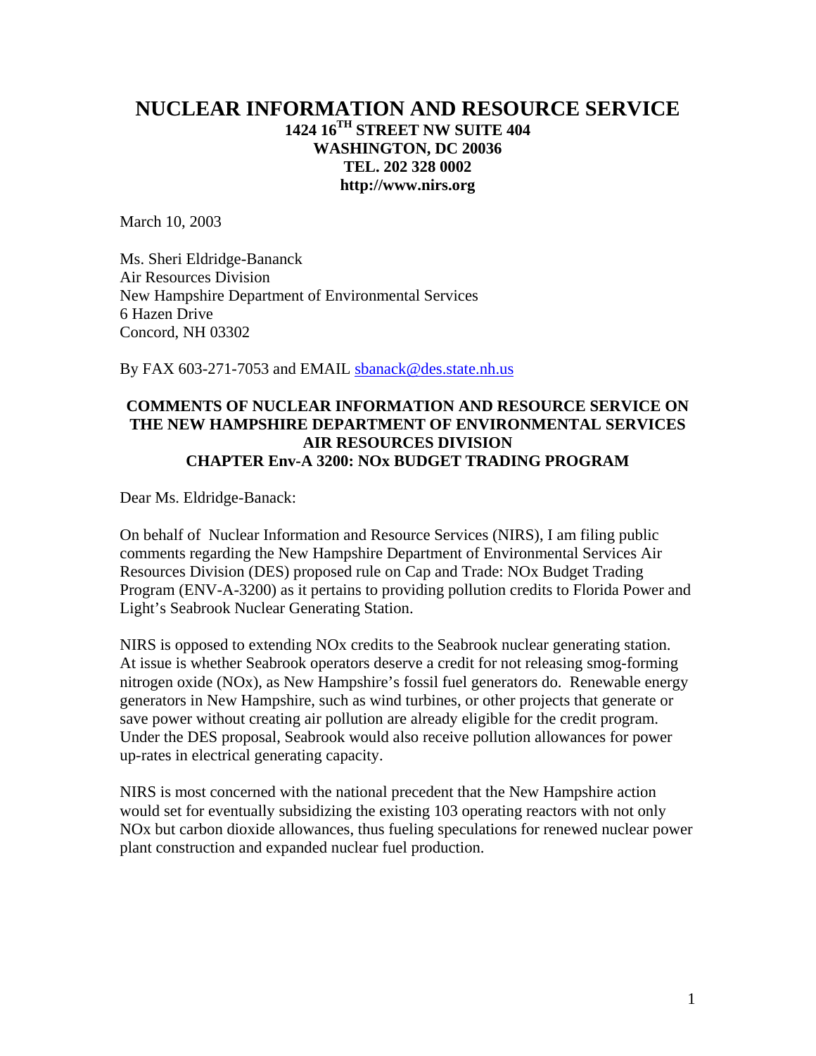# NUCLEAR INFORMATION AND RESOURCE SERVICE

**1424 16$^{TH}$ STREET NW SUITE 404**
**WASHINGTON, DC 20036**
**TEL. 202 328 0002**
**http://www.nirs.org**

March 10, 2003

Ms. Sheri Eldridge-Bananck
Air Resources Division
New Hampshire Department of Environmental Services
6 Hazen Drive
Concord, NH 03302

By FAX 603-271-7053 and EMAIL sbanack@des.state.nh.us

**COMMENTS OF NUCLEAR INFORMATION AND RESOURCE SERVICE ON THE NEW HAMPSHIRE DEPARTMENT OF ENVIRONMENTAL SERVICES AIR RESOURCES DIVISION CHAPTER Env-A 3200: NOx BUDGET TRADING PROGRAM**

Dear Ms. Eldridge-Banack:

On behalf of Nuclear Information and Resource Services (NIRS), I am filing public comments regarding the New Hampshire Department of Environmental Services Air Resources Division (DES) proposed rule on Cap and Trade: NOx Budget Trading Program (ENV-A-3200) as it pertains to providing pollution credits to Florida Power and Light's Seabrook Nuclear Generating Station.

NIRS is opposed to extending NOx credits to the Seabrook nuclear generating station. At issue is whether Seabrook operators deserve a credit for not releasing smog-forming nitrogen oxide (NOx), as New Hampshire's fossil fuel generators do. Renewable energy generators in New Hampshire, such as wind turbines, or other projects that generate or save power without creating air pollution are already eligible for the credit program. Under the DES proposal, Seabrook would also receive pollution allowances for power up-rates in electrical generating capacity.

NIRS is most concerned with the national precedent that the New Hampshire action would set for eventually subsidizing the existing 103 operating reactors with not only NOx but carbon dioxide allowances, thus fueling speculations for renewed nuclear power plant construction and expanded nuclear fuel production.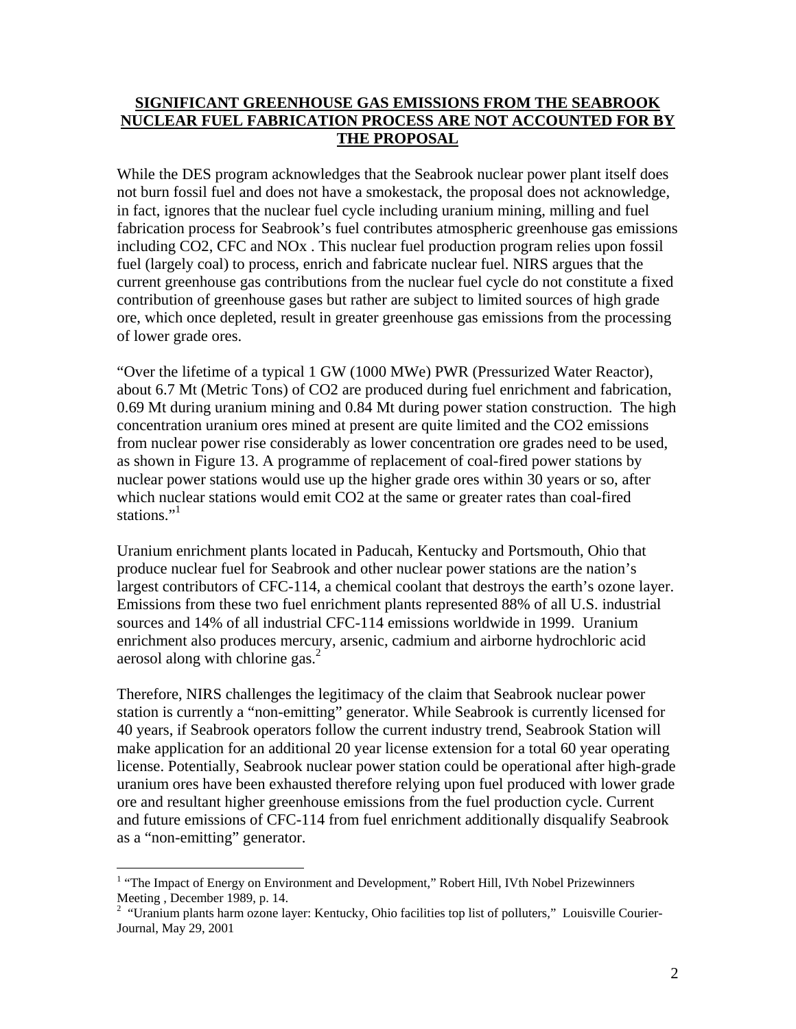## **SIGNIFICANT GREENHOUSE GAS EMISSIONS FROM THE SEABROOK NUCLEAR FUEL FABRICATION PROCESS ARE NOT ACCOUNTED FOR BY THE PROPOSAL**

While the DES program acknowledges that the Seabrook nuclear power plant itself does not burn fossil fuel and does not have a smokestack, the proposal does not acknowledge, in fact, ignores that the nuclear fuel cycle including uranium mining, milling and fuel fabrication process for Seabrook's fuel contributes atmospheric greenhouse gas emissions including $CO_2$, CFC and $NO_x$ . This nuclear fuel production program relies upon fossil fuel (largely coal) to process, enrich and fabricate nuclear fuel. NIRS argues that the current greenhouse gas contributions from the nuclear fuel cycle do not constitute a fixed contribution of greenhouse gases but rather are subject to limited sources of high grade ore, which once depleted, result in greater greenhouse gas emissions from the processing of lower grade ores.

"Over the lifetime of a typical 1 GW (1000 MWe) PWR (Pressurized Water Reactor), about 6.7 Mt (Metric Tons) of $CO_2$ are produced during fuel enrichment and fabrication, 0.69 Mt during uranium mining and 0.84 Mt during power station construction. The high concentration uranium ores mined at present are quite limited and the $CO_2$ emissions from nuclear power rise considerably as lower concentration ore grades need to be used, as shown in Figure 13. A programme of replacement of coal-fired power stations by nuclear power stations would use up the higher grade ores within 30 years or so, after which nuclear stations would emit $CO_2$ at the same or greater rates than coal-fired stations."[1]

Uranium enrichment plants located in Paducah, Kentucky and Portsmouth, Ohio that produce nuclear fuel for Seabrook and other nuclear power stations are the nation's largest contributors of CFC-114, a chemical coolant that destroys the earth's ozone layer. Emissions from these two fuel enrichment plants represented 88% of all U.S. industrial sources and 14% of all industrial CFC-114 emissions worldwide in 1999. Uranium enrichment also produces mercury, arsenic, cadmium and airborne hydrochloric acid aerosol along with chlorine gas.[2]

Therefore, NIRS challenges the legitimacy of the claim that Seabrook nuclear power station is currently a "non-emitting" generator. While Seabrook is currently licensed for 40 years, if Seabrook operators follow the current industry trend, Seabrook Station will make application for an additional 20 year license extension for a total 60 year operating license. Potentially, Seabrook nuclear power station could be operational after high-grade uranium ores have been exhausted therefore relying upon fuel produced with lower grade ore and resultant higher greenhouse emissions from the fuel production cycle. Current and future emissions of CFC-114 from fuel enrichment additionally disqualify Seabrook as a "non-emitting" generator.

---

[1] "The Impact of Energy on Environment and Development," Robert Hill, IVth Nobel Prizewinners Meeting , December 1989, p. 14.

[2] "Uranium plants harm ozone layer: Kentucky, Ohio facilities top list of polluters," Louisville Courier-Journal, May 29, 2001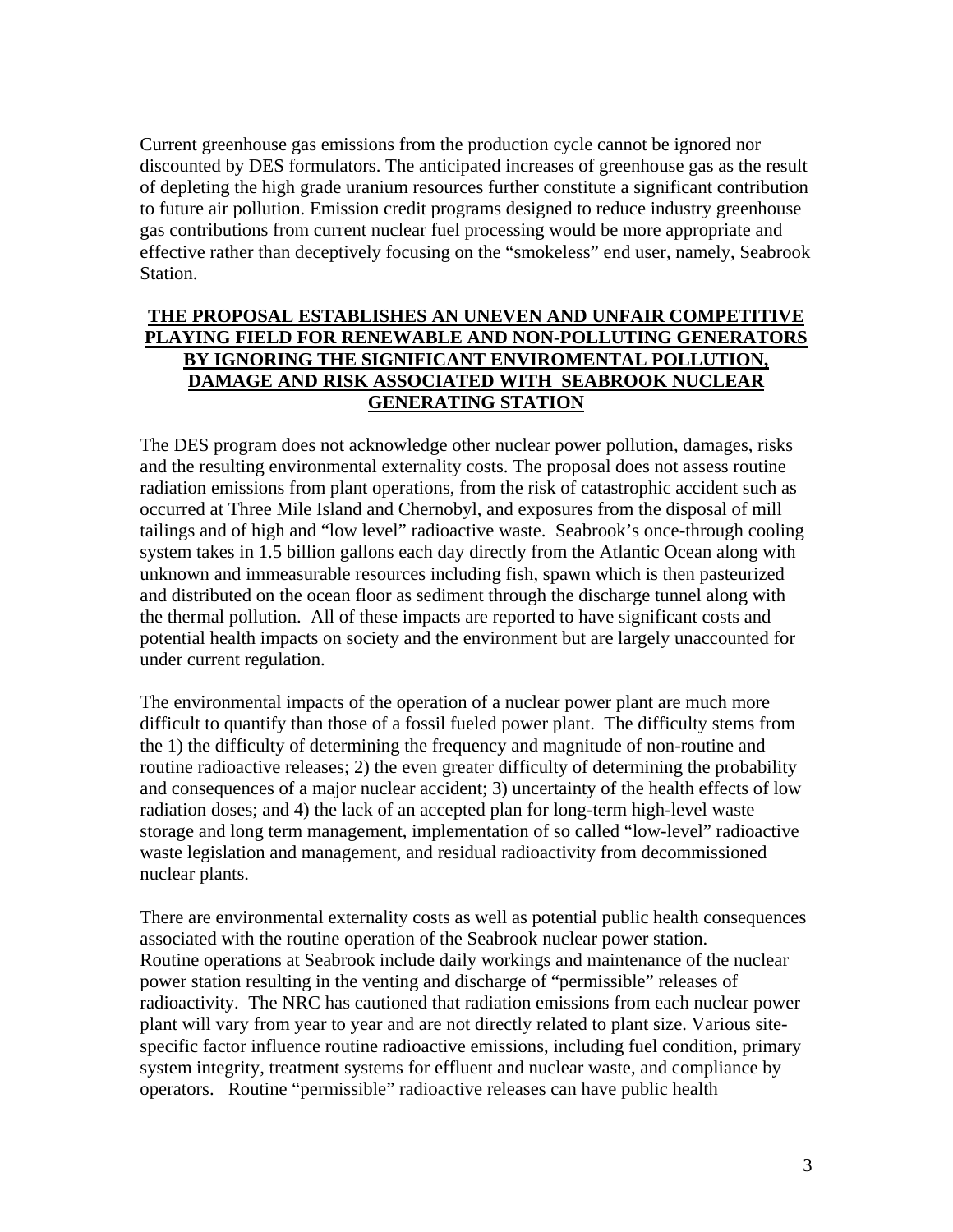Current greenhouse gas emissions from the production cycle cannot be ignored nor discounted by DES formulators. The anticipated increases of greenhouse gas as the result of depleting the high grade uranium resources further constitute a significant contribution to future air pollution. Emission credit programs designed to reduce industry greenhouse gas contributions from current nuclear fuel processing would be more appropriate and effective rather than deceptively focusing on the "smokeless" end user, namely, Seabrook Station.

## THE PROPOSAL ESTABLISHES AN UNEVEN AND UNFAIR COMPETITIVE PLAYING FIELD FOR RENEWABLE AND NON-POLLUTING GENERATORS BY IGNORING THE SIGNIFICANT ENVIROMENTAL POLLUTION, DAMAGE AND RISK ASSOCIATED WITH SEABROOK NUCLEAR GENERATING STATION

The DES program does not acknowledge other nuclear power pollution, damages, risks and the resulting environmental externality costs. The proposal does not assess routine radiation emissions from plant operations, from the risk of catastrophic accident such as occurred at Three Mile Island and Chernobyl, and exposures from the disposal of mill tailings and of high and "low level" radioactive waste. Seabrook's once-through cooling system takes in 1.5 billion gallons each day directly from the Atlantic Ocean along with unknown and immeasurable resources including fish, spawn which is then pasteurized and distributed on the ocean floor as sediment through the discharge tunnel along with the thermal pollution. All of these impacts are reported to have significant costs and potential health impacts on society and the environment but are largely unaccounted for under current regulation.

The environmental impacts of the operation of a nuclear power plant are much more difficult to quantify than those of a fossil fueled power plant. The difficulty stems from the 1) the difficulty of determining the frequency and magnitude of non-routine and routine radioactive releases; 2) the even greater difficulty of determining the probability and consequences of a major nuclear accident; 3) uncertainty of the health effects of low radiation doses; and 4) the lack of an accepted plan for long-term high-level waste storage and long term management, implementation of so called "low-level" radioactive waste legislation and management, and residual radioactivity from decommissioned nuclear plants.

There are environmental externality costs as well as potential public health consequences associated with the routine operation of the Seabrook nuclear power station. Routine operations at Seabrook include daily workings and maintenance of the nuclear power station resulting in the venting and discharge of "permissible" releases of radioactivity. The NRC has cautioned that radiation emissions from each nuclear power plant will vary from year to year and are not directly related to plant size. Various site-specific factor influence routine radioactive emissions, including fuel condition, primary system integrity, treatment systems for effluent and nuclear waste, and compliance by operators. Routine "permissible" radioactive releases can have public health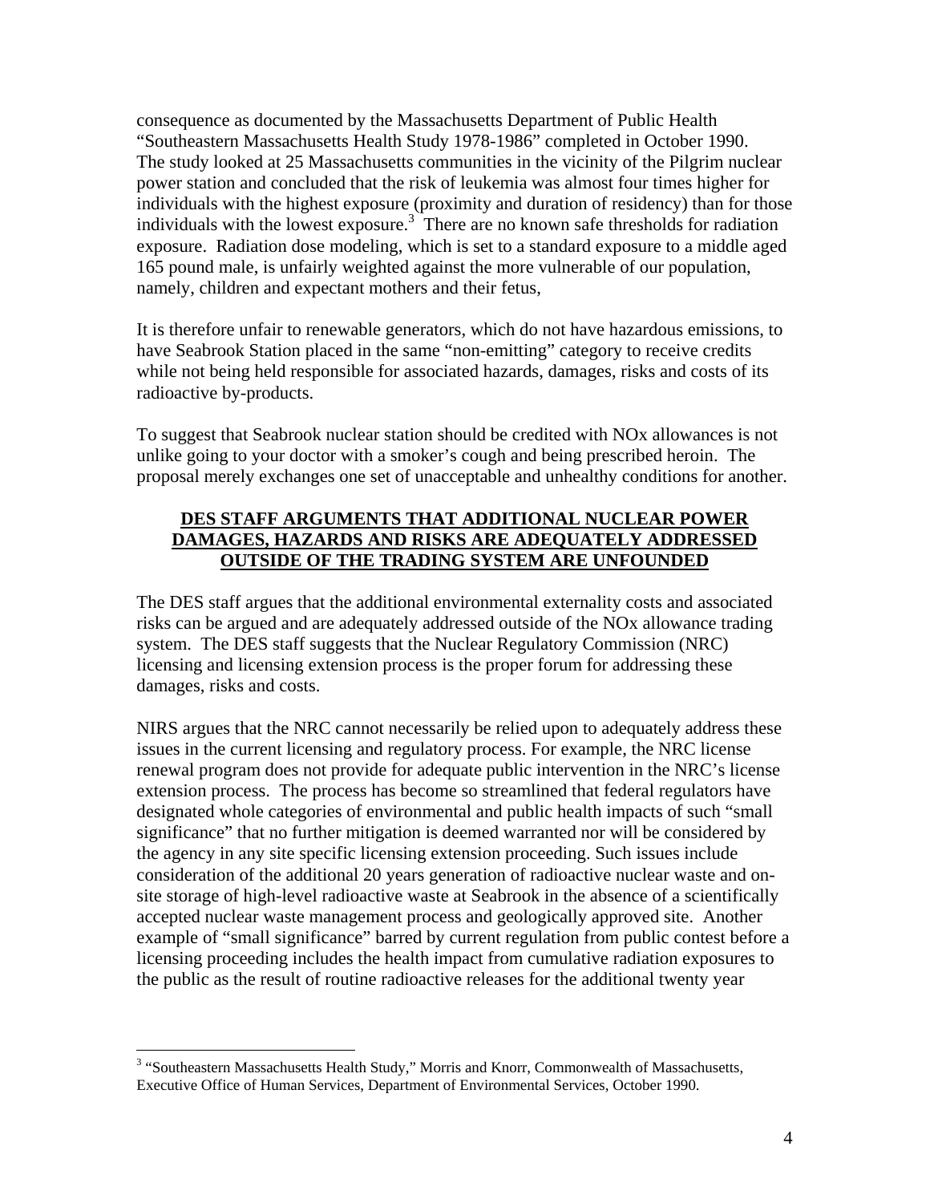consequence as documented by the Massachusetts Department of Public Health "Southeastern Massachusetts Health Study 1978-1986" completed in October 1990. The study looked at 25 Massachusetts communities in the vicinity of the Pilgrim nuclear power station and concluded that the risk of leukemia was almost four times higher for individuals with the highest exposure (proximity and duration of residency) than for those individuals with the lowest exposure.[3] There are no known safe thresholds for radiation exposure. Radiation dose modeling, which is set to a standard exposure to a middle aged 165 pound male, is unfairly weighted against the more vulnerable of our population, namely, children and expectant mothers and their fetus,

It is therefore unfair to renewable generators, which do not have hazardous emissions, to have Seabrook Station placed in the same "non-emitting" category to receive credits while not being held responsible for associated hazards, damages, risks and costs of its radioactive by-products.

To suggest that Seabrook nuclear station should be credited with NOx allowances is not unlike going to your doctor with a smoker's cough and being prescribed heroin. The proposal merely exchanges one set of unacceptable and unhealthy conditions for another.

## DES STAFF ARGUMENTS THAT ADDITIONAL NUCLEAR POWER DAMAGES, HAZARDS AND RISKS ARE ADEQUATELY ADDRESSED OUTSIDE OF THE TRADING SYSTEM ARE UNFOUNDED

The DES staff argues that the additional environmental externality costs and associated risks can be argued and are adequately addressed outside of the NOx allowance trading system. The DES staff suggests that the Nuclear Regulatory Commission (NRC) licensing and licensing extension process is the proper forum for addressing these damages, risks and costs.

NIRS argues that the NRC cannot necessarily be relied upon to adequately address these issues in the current licensing and regulatory process. For example, the NRC license renewal program does not provide for adequate public intervention in the NRC's license extension process. The process has become so streamlined that federal regulators have designated whole categories of environmental and public health impacts of such "small significance" that no further mitigation is deemed warranted nor will be considered by the agency in any site specific licensing extension proceeding. Such issues include consideration of the additional 20 years generation of radioactive nuclear waste and on-site storage of high-level radioactive waste at Seabrook in the absence of a scientifically accepted nuclear waste management process and geologically approved site. Another example of "small significance" barred by current regulation from public contest before a licensing proceeding includes the health impact from cumulative radiation exposures to the public as the result of routine radioactive releases for the additional twenty year

[3] "Southeastern Massachusetts Health Study," Morris and Knorr, Commonwealth of Massachusetts, Executive Office of Human Services, Department of Environmental Services, October 1990.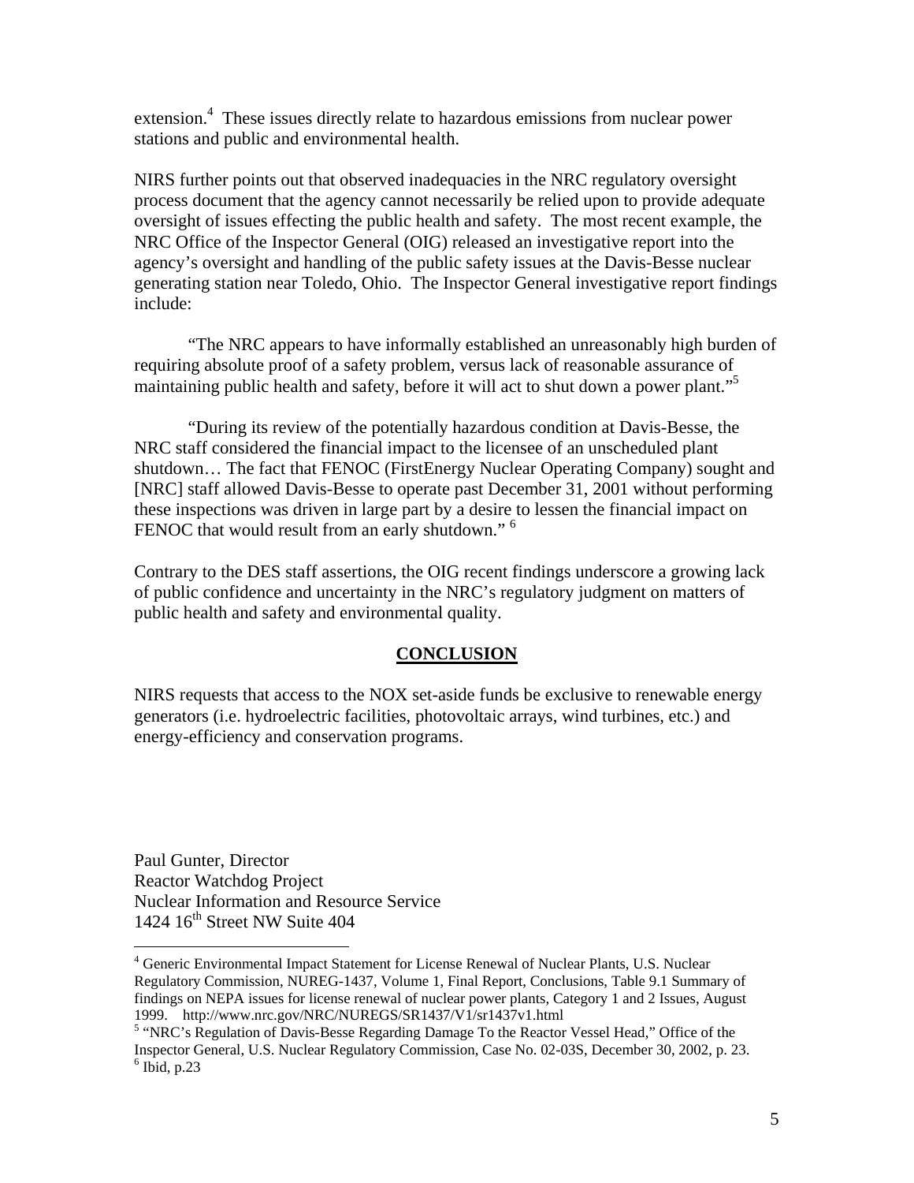extension.[4] These issues directly relate to hazardous emissions from nuclear power stations and public and environmental health.

NIRS further points out that observed inadequacies in the NRC regulatory oversight process document that the agency cannot necessarily be relied upon to provide adequate oversight of issues effecting the public health and safety. The most recent example, the NRC Office of the Inspector General (OIG) released an investigative report into the agency's oversight and handling of the public safety issues at the Davis-Besse nuclear generating station near Toledo, Ohio. The Inspector General investigative report findings include:

"The NRC appears to have informally established an unreasonably high burden of requiring absolute proof of a safety problem, versus lack of reasonable assurance of maintaining public health and safety, before it will act to shut down a power plant."[5]

"During its review of the potentially hazardous condition at Davis-Besse, the NRC staff considered the financial impact to the licensee of an unscheduled plant shutdown… The fact that FENOC (FirstEnergy Nuclear Operating Company) sought and [NRC] staff allowed Davis-Besse to operate past December 31, 2001 without performing these inspections was driven in large part by a desire to lessen the financial impact on FENOC that would result from an early shutdown." [6]

Contrary to the DES staff assertions, the OIG recent findings underscore a growing lack of public confidence and uncertainty in the NRC's regulatory judgment on matters of public health and safety and environmental quality.

## CONCLUSION

NIRS requests that access to the NOX set-aside funds be exclusive to renewable energy generators (i.e. hydroelectric facilities, photovoltaic arrays, wind turbines, etc.) and energy-efficiency and conservation programs.

Paul Gunter, Director
Reactor Watchdog Project
Nuclear Information and Resource Service
1424 16th Street NW Suite 404

---

[4] Generic Environmental Impact Statement for License Renewal of Nuclear Plants, U.S. Nuclear Regulatory Commission, NUREG-1437, Volume 1, Final Report, Conclusions, Table 9.1 Summary of findings on NEPA issues for license renewal of nuclear power plants, Category 1 and 2 Issues, August 1999. http://www.nrc.gov/NRC/NUREGS/SR1437/V1/sr1437v1.html

[5] "NRC's Regulation of Davis-Besse Regarding Damage To the Reactor Vessel Head," Office of the Inspector General, U.S. Nuclear Regulatory Commission, Case No. 02-03S, December 30, 2002, p. 23.

[6] Ibid, p.23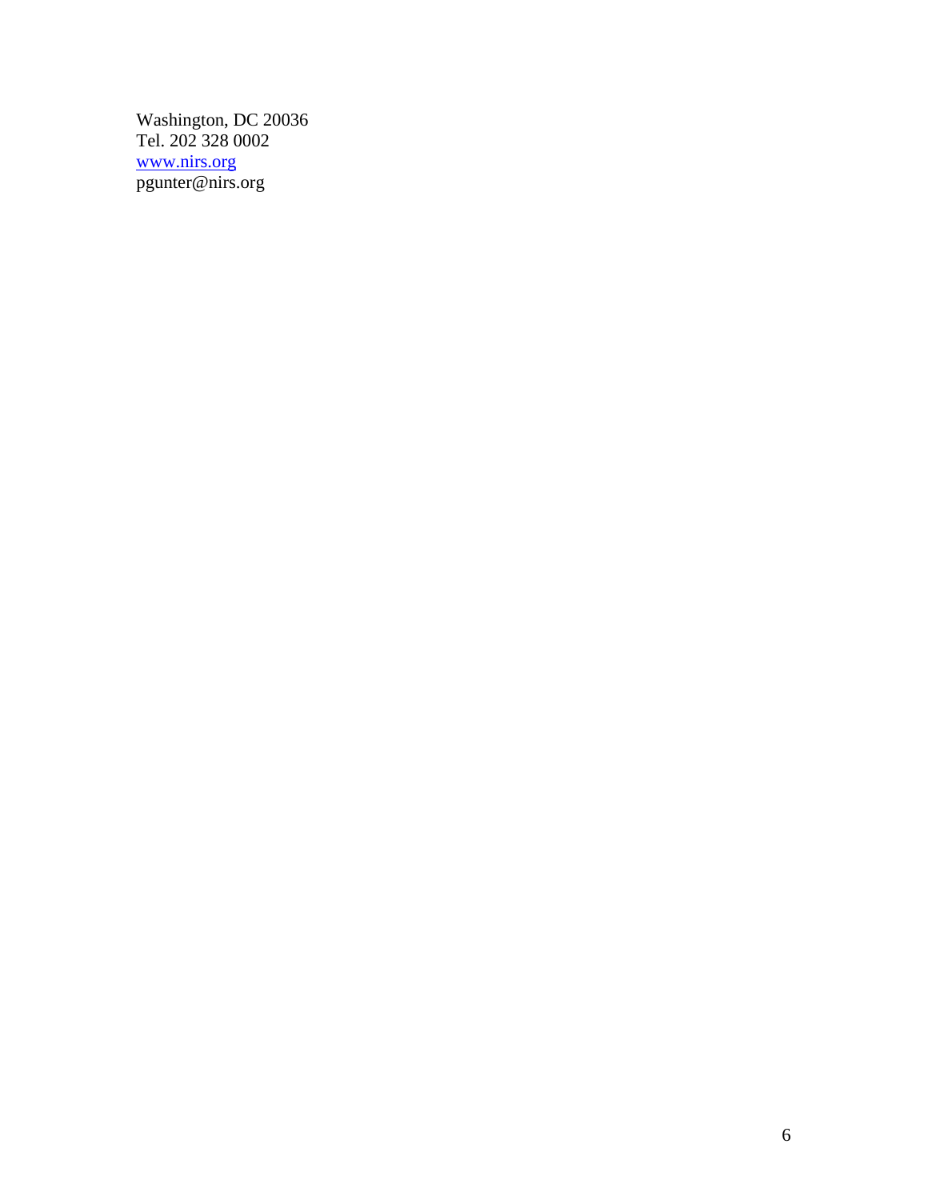Washington, DC 20036
Tel. 202 328 0002
www.nirs.org
pgunter@nirs.org